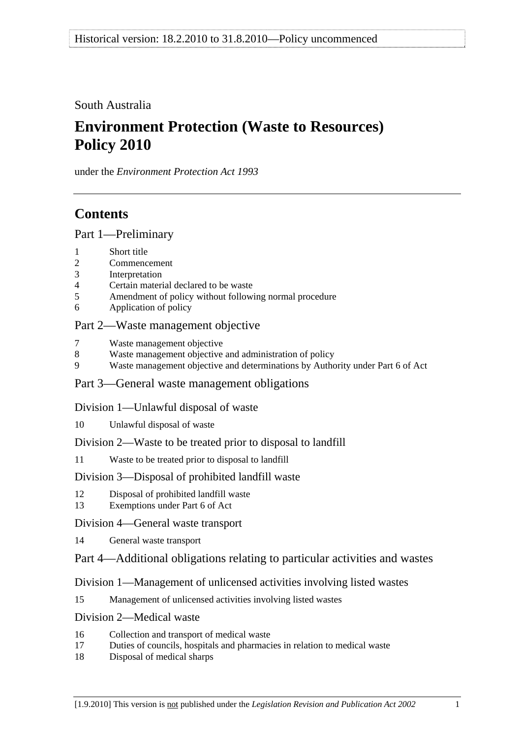South Australia

# Environment Protection (Waste to Resources) Policy 2010

under the *Environment Protection Act 1993*

## Contents

### Part 1—Preliminary

1 Short title
2 Commencement
3 Interpretation
4 Certain material declared to be waste
5 Amendment of policy without following normal procedure
6 Application of policy

### Part 2—Waste management objective

7 Waste management objective
8 Waste management objective and administration of policy
9 Waste management objective and determinations by Authority under Part 6 of Act

### Part 3—General waste management obligations

#### Division 1—Unlawful disposal of waste

10 Unlawful disposal of waste

#### Division 2—Waste to be treated prior to disposal to landfill

11 Waste to be treated prior to disposal to landfill

#### Division 3—Disposal of prohibited landfill waste

12 Disposal of prohibited landfill waste
13 Exemptions under Part 6 of Act

#### Division 4—General waste transport

14 General waste transport

### Part 4—Additional obligations relating to particular activities and wastes

#### Division 1—Management of unlicensed activities involving listed wastes

15 Management of unlicensed activities involving listed wastes

#### Division 2—Medical waste

16 Collection and transport of medical waste
17 Duties of councils, hospitals and pharmacies in relation to medical waste
18 Disposal of medical sharps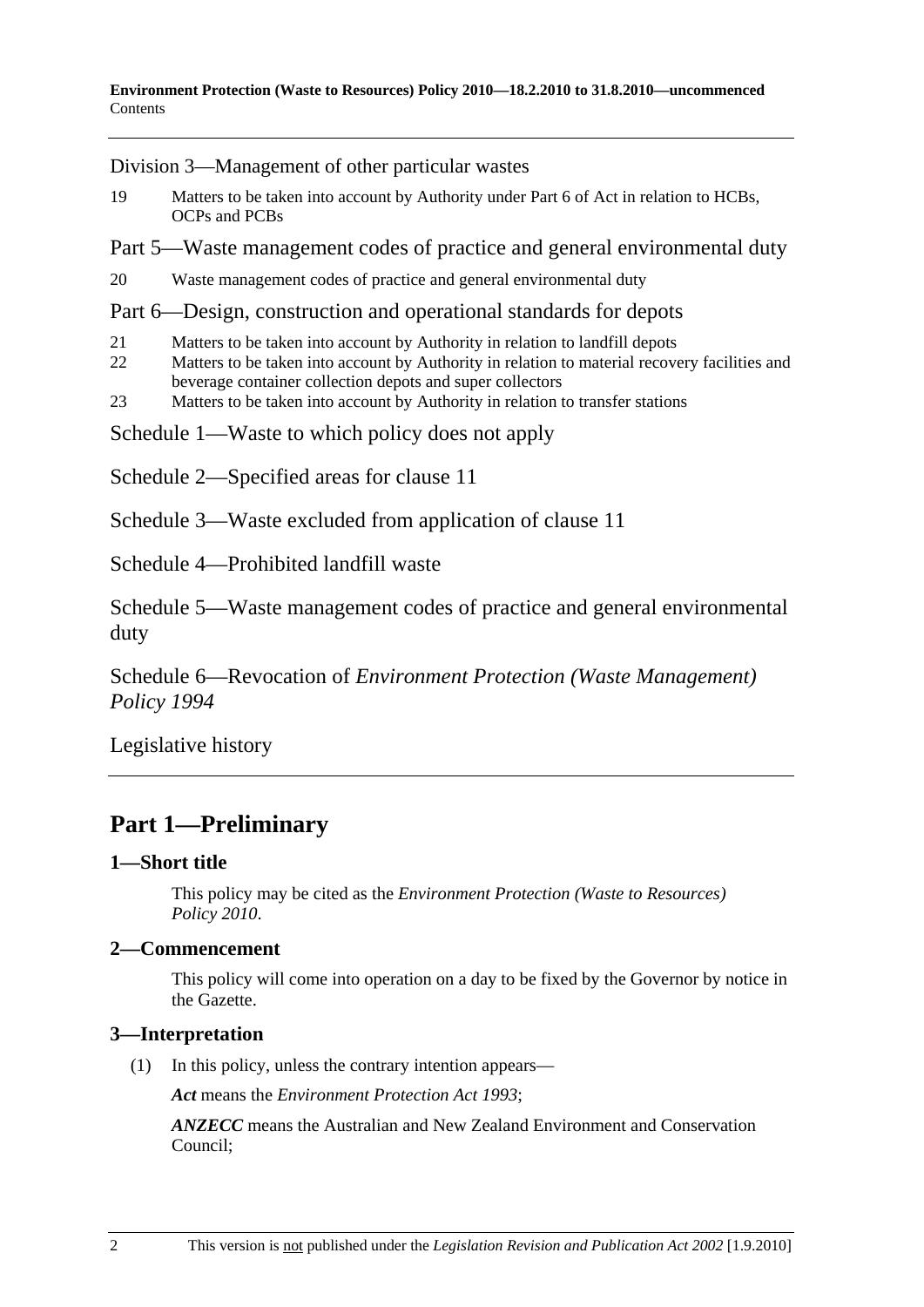Division 3—Management of other particular wastes

19 Matters to be taken into account by Authority under Part 6 of Act in relation to HCBs, OCPs and PCBs

Part 5—Waste management codes of practice and general environmental duty

20 Waste management codes of practice and general environmental duty

Part 6—Design, construction and operational standards for depots

21 Matters to be taken into account by Authority in relation to landfill depots
22 Matters to be taken into account by Authority in relation to material recovery facilities and beverage container collection depots and super collectors
23 Matters to be taken into account by Authority in relation to transfer stations

Schedule 1—Waste to which policy does not apply

Schedule 2—Specified areas for clause 11

Schedule 3—Waste excluded from application of clause 11

Schedule 4—Prohibited landfill waste

Schedule 5—Waste management codes of practice and general environmental duty

Schedule 6—Revocation of *Environment Protection (Waste Management) Policy 1994*

Legislative history

# Part 1—Preliminary

## 1—Short title

This policy may be cited as the *Environment Protection (Waste to Resources) Policy 2010*.

## 2—Commencement

This policy will come into operation on a day to be fixed by the Governor by notice in the Gazette.

## 3—Interpretation

(1) In this policy, unless the contrary intention appears—

***Act*** means the *Environment Protection Act 1993*;

***ANZECC*** means the Australian and New Zealand Environment and Conservation Council;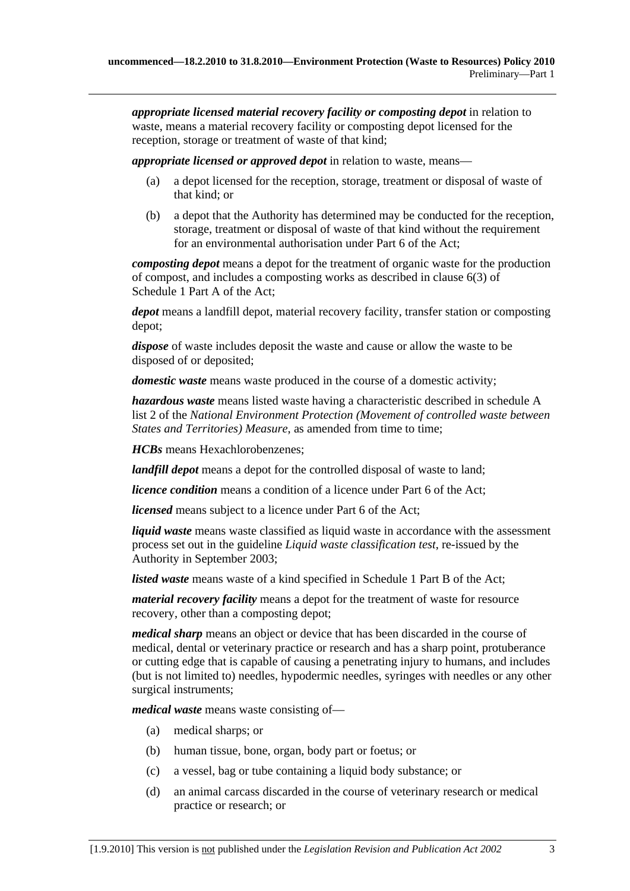***appropriate licensed material recovery facility or composting depot*** in relation to waste, means a material recovery facility or composting depot licensed for the reception, storage or treatment of waste of that kind;

***appropriate licensed or approved depot*** in relation to waste, means—

- (a) a depot licensed for the reception, storage, treatment or disposal of waste of that kind; or
- (b) a depot that the Authority has determined may be conducted for the reception, storage, treatment or disposal of waste of that kind without the requirement for an environmental authorisation under Part 6 of the Act;

***composting depot*** means a depot for the treatment of organic waste for the production of compost, and includes a composting works as described in clause 6(3) of Schedule 1 Part A of the Act;

***depot*** means a landfill depot, material recovery facility, transfer station or composting depot;

***dispose*** of waste includes deposit the waste and cause or allow the waste to be disposed of or deposited;

***domestic waste*** means waste produced in the course of a domestic activity;

***hazardous waste*** means listed waste having a characteristic described in schedule A list 2 of the *National Environment Protection (Movement of controlled waste between States and Territories) Measure*, as amended from time to time;

***HCBs*** means Hexachlorobenzenes;

***landfill depot*** means a depot for the controlled disposal of waste to land;

***licence condition*** means a condition of a licence under Part 6 of the Act;

***licensed*** means subject to a licence under Part 6 of the Act;

***liquid waste*** means waste classified as liquid waste in accordance with the assessment process set out in the guideline *Liquid waste classification test*, re-issued by the Authority in September 2003;

***listed waste*** means waste of a kind specified in Schedule 1 Part B of the Act;

***material recovery facility*** means a depot for the treatment of waste for resource recovery, other than a composting depot;

***medical sharp*** means an object or device that has been discarded in the course of medical, dental or veterinary practice or research and has a sharp point, protuberance or cutting edge that is capable of causing a penetrating injury to humans, and includes (but is not limited to) needles, hypodermic needles, syringes with needles or any other surgical instruments;

***medical waste*** means waste consisting of—

- (a) medical sharps; or
- (b) human tissue, bone, organ, body part or foetus; or
- (c) a vessel, bag or tube containing a liquid body substance; or
- (d) an animal carcass discarded in the course of veterinary research or medical practice or research; or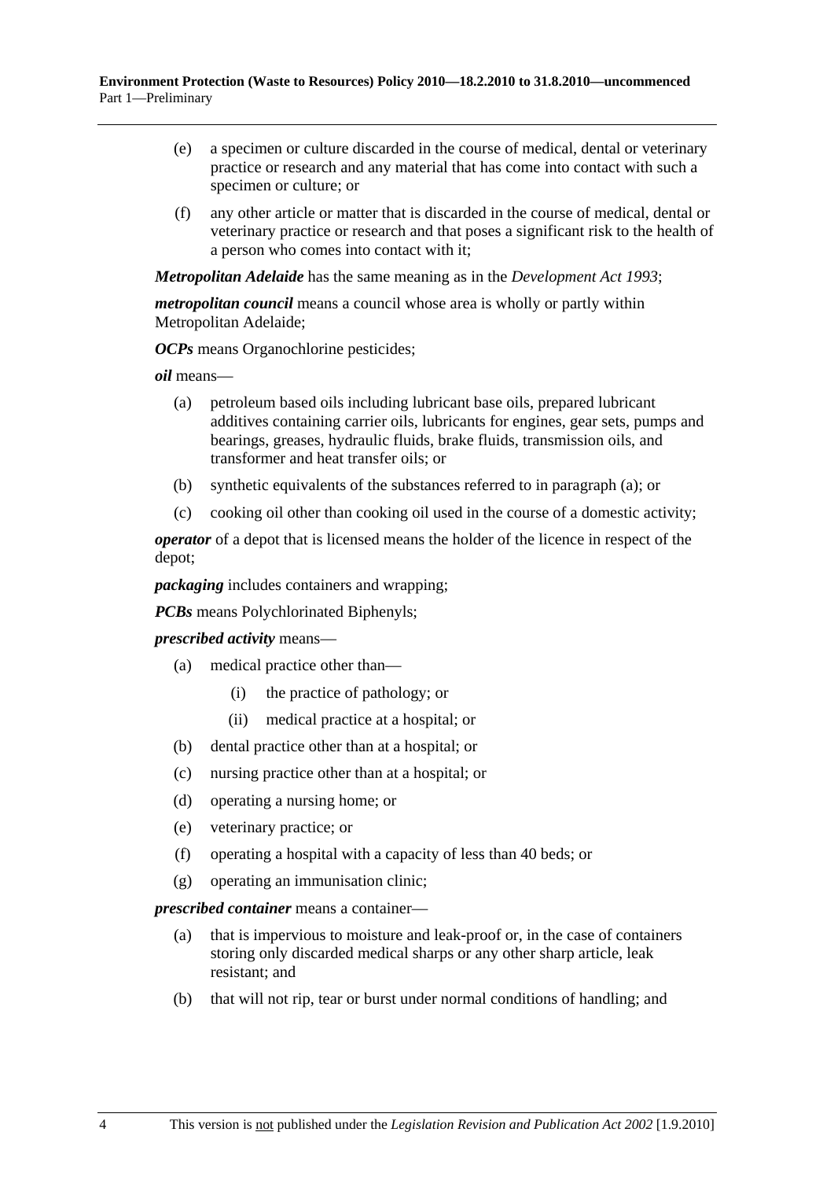(e) a specimen or culture discarded in the course of medical, dental or veterinary practice or research and any material that has come into contact with such a specimen or culture; or

(f) any other article or matter that is discarded in the course of medical, dental or veterinary practice or research and that poses a significant risk to the health of a person who comes into contact with it;

***Metropolitan Adelaide*** has the same meaning as in the *Development Act 1993*;

***metropolitan council*** means a council whose area is wholly or partly within Metropolitan Adelaide;

***OCPs*** means Organochlorine pesticides;

***oil*** means—

(a) petroleum based oils including lubricant base oils, prepared lubricant additives containing carrier oils, lubricants for engines, gear sets, pumps and bearings, greases, hydraulic fluids, brake fluids, transmission oils, and transformer and heat transfer oils; or

(b) synthetic equivalents of the substances referred to in paragraph (a); or

(c) cooking oil other than cooking oil used in the course of a domestic activity;

***operator*** of a depot that is licensed means the holder of the licence in respect of the depot;

***packaging*** includes containers and wrapping;

***PCBs*** means Polychlorinated Biphenyls;

***prescribed activity*** means—

(a) medical practice other than—

  (i) the practice of pathology; or

  (ii) medical practice at a hospital; or

(b) dental practice other than at a hospital; or

(c) nursing practice other than at a hospital; or

(d) operating a nursing home; or

(e) veterinary practice; or

(f) operating a hospital with a capacity of less than 40 beds; or

(g) operating an immunisation clinic;

***prescribed container*** means a container—

(a) that is impervious to moisture and leak-proof or, in the case of containers storing only discarded medical sharps or any other sharp article, leak resistant; and

(b) that will not rip, tear or burst under normal conditions of handling; and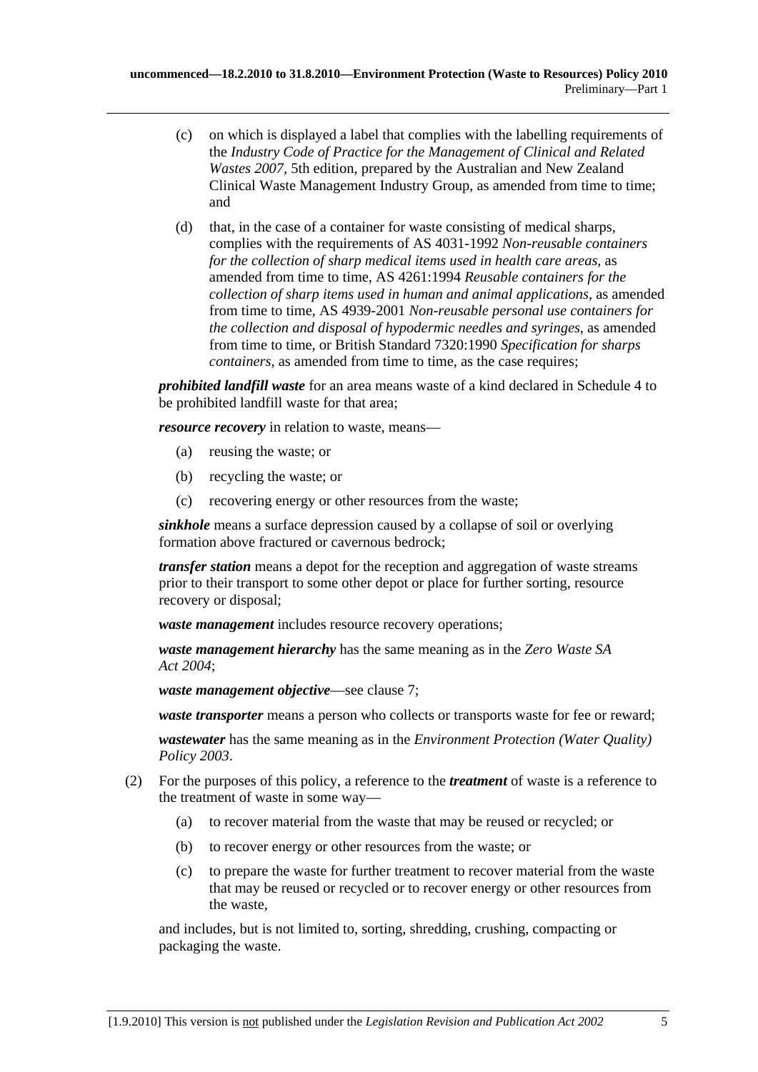(c) on which is displayed a label that complies with the labelling requirements of the *Industry Code of Practice for the Management of Clinical and Related Wastes 2007*, 5th edition, prepared by the Australian and New Zealand Clinical Waste Management Industry Group, as amended from time to time; and

(d) that, in the case of a container for waste consisting of medical sharps, complies with the requirements of AS 4031-1992 *Non-reusable containers for the collection of sharp medical items used in health care areas*, as amended from time to time, AS 4261:1994 *Reusable containers for the collection of sharp items used in human and animal applications*, as amended from time to time, AS 4939-2001 *Non-reusable personal use containers for the collection and disposal of hypodermic needles and syringes*, as amended from time to time, or British Standard 7320:1990 *Specification for sharps containers*, as amended from time to time, as the case requires;

***prohibited landfill waste*** for an area means waste of a kind declared in Schedule 4 to be prohibited landfill waste for that area;

***resource recovery*** in relation to waste, means—

(a) reusing the waste; or

(b) recycling the waste; or

(c) recovering energy or other resources from the waste;

***sinkhole*** means a surface depression caused by a collapse of soil or overlying formation above fractured or cavernous bedrock;

***transfer station*** means a depot for the reception and aggregation of waste streams prior to their transport to some other depot or place for further sorting, resource recovery or disposal;

***waste management*** includes resource recovery operations;

***waste management hierarchy*** has the same meaning as in the *Zero Waste SA Act 2004*;

***waste management objective***—see clause 7;

***waste transporter*** means a person who collects or transports waste for fee or reward;

***wastewater*** has the same meaning as in the *Environment Protection (Water Quality) Policy 2003*.

(2) For the purposes of this policy, a reference to the ***treatment*** of waste is a reference to the treatment of waste in some way—

(a) to recover material from the waste that may be reused or recycled; or

(b) to recover energy or other resources from the waste; or

(c) to prepare the waste for further treatment to recover material from the waste that may be reused or recycled or to recover energy or other resources from the waste,

and includes, but is not limited to, sorting, shredding, crushing, compacting or packaging the waste.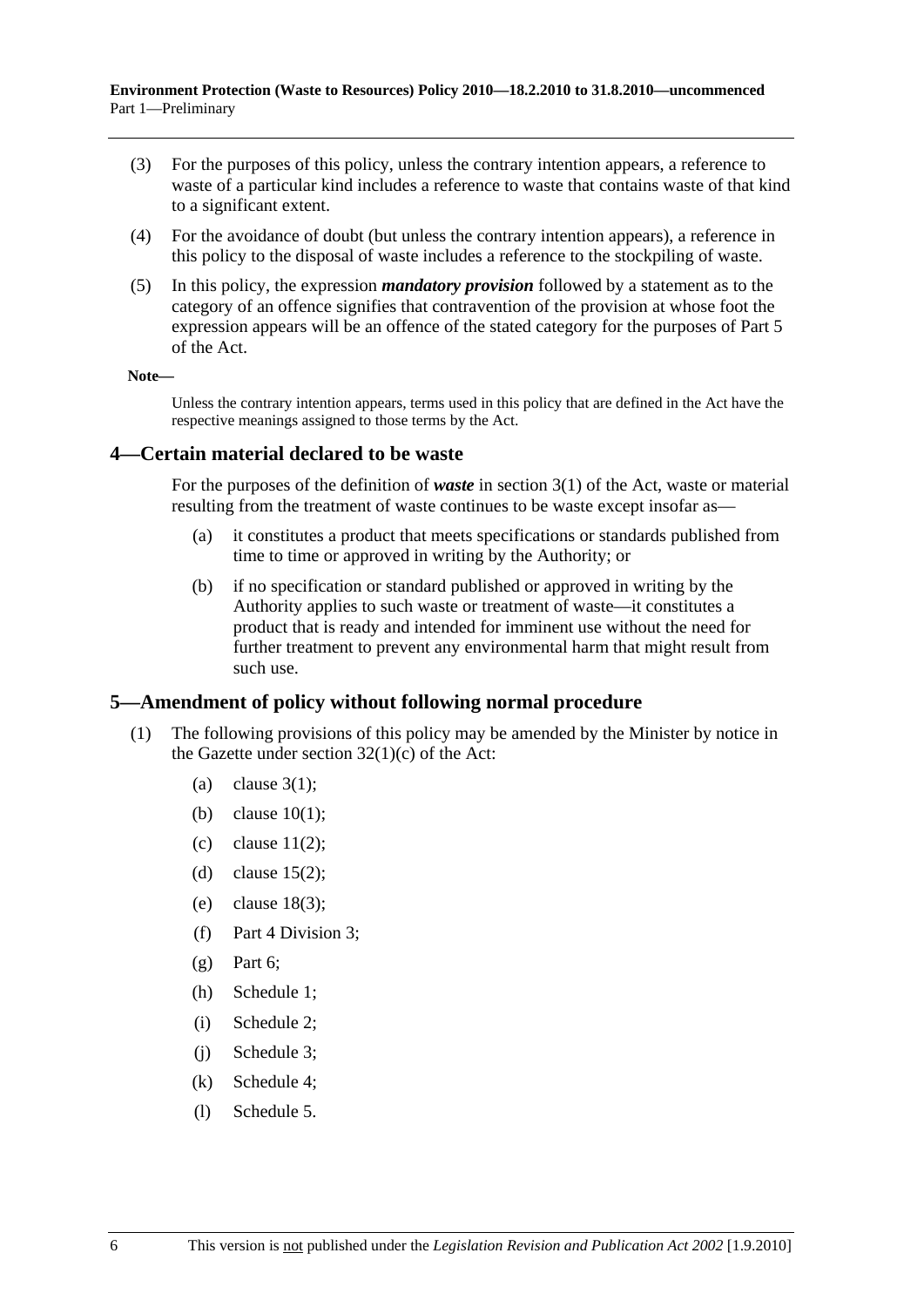(3) For the purposes of this policy, unless the contrary intention appears, a reference to waste of a particular kind includes a reference to waste that contains waste of that kind to a significant extent.

(4) For the avoidance of doubt (but unless the contrary intention appears), a reference in this policy to the disposal of waste includes a reference to the stockpiling of waste.

(5) In this policy, the expression ***mandatory provision*** followed by a statement as to the category of an offence signifies that contravention of the provision at whose foot the expression appears will be an offence of the stated category for the purposes of Part 5 of the Act.

**Note—**

Unless the contrary intention appears, terms used in this policy that are defined in the Act have the respective meanings assigned to those terms by the Act.

## 4—Certain material declared to be waste

For the purposes of the definition of ***waste*** in section 3(1) of the Act, waste or material resulting from the treatment of waste continues to be waste except insofar as—

(a) it constitutes a product that meets specifications or standards published from time to time or approved in writing by the Authority; or

(b) if no specification or standard published or approved in writing by the Authority applies to such waste or treatment of waste—it constitutes a product that is ready and intended for imminent use without the need for further treatment to prevent any environmental harm that might result from such use.

## 5—Amendment of policy without following normal procedure

(1) The following provisions of this policy may be amended by the Minister by notice in the Gazette under section 32(1)(c) of the Act:

(a) clause 3(1);

(b) clause 10(1);

(c) clause 11(2);

(d) clause 15(2);

(e) clause 18(3);

(f) Part 4 Division 3;

(g) Part 6;

(h) Schedule 1;

(i) Schedule 2;

(j) Schedule 3;

(k) Schedule 4;

(l) Schedule 5.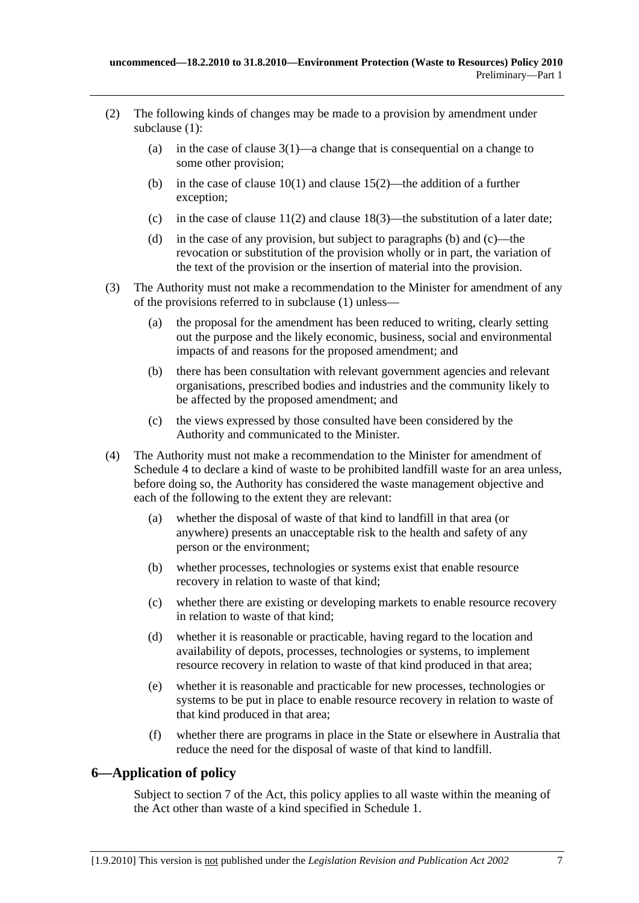(2) The following kinds of changes may be made to a provision by amendment under subclause (1):

(a) in the case of clause 3(1)—a change that is consequential on a change to some other provision;

(b) in the case of clause 10(1) and clause 15(2)—the addition of a further exception;

(c) in the case of clause 11(2) and clause 18(3)—the substitution of a later date;

(d) in the case of any provision, but subject to paragraphs (b) and (c)—the revocation or substitution of the provision wholly or in part, the variation of the text of the provision or the insertion of material into the provision.

(3) The Authority must not make a recommendation to the Minister for amendment of any of the provisions referred to in subclause (1) unless—

(a) the proposal for the amendment has been reduced to writing, clearly setting out the purpose and the likely economic, business, social and environmental impacts of and reasons for the proposed amendment; and

(b) there has been consultation with relevant government agencies and relevant organisations, prescribed bodies and industries and the community likely to be affected by the proposed amendment; and

(c) the views expressed by those consulted have been considered by the Authority and communicated to the Minister.

(4) The Authority must not make a recommendation to the Minister for amendment of Schedule 4 to declare a kind of waste to be prohibited landfill waste for an area unless, before doing so, the Authority has considered the waste management objective and each of the following to the extent they are relevant:

(a) whether the disposal of waste of that kind to landfill in that area (or anywhere) presents an unacceptable risk to the health and safety of any person or the environment;

(b) whether processes, technologies or systems exist that enable resource recovery in relation to waste of that kind;

(c) whether there are existing or developing markets to enable resource recovery in relation to waste of that kind;

(d) whether it is reasonable or practicable, having regard to the location and availability of depots, processes, technologies or systems, to implement resource recovery in relation to waste of that kind produced in that area;

(e) whether it is reasonable and practicable for new processes, technologies or systems to be put in place to enable resource recovery in relation to waste of that kind produced in that area;

(f) whether there are programs in place in the State or elsewhere in Australia that reduce the need for the disposal of waste of that kind to landfill.

## 6—Application of policy

Subject to section 7 of the Act, this policy applies to all waste within the meaning of the Act other than waste of a kind specified in Schedule 1.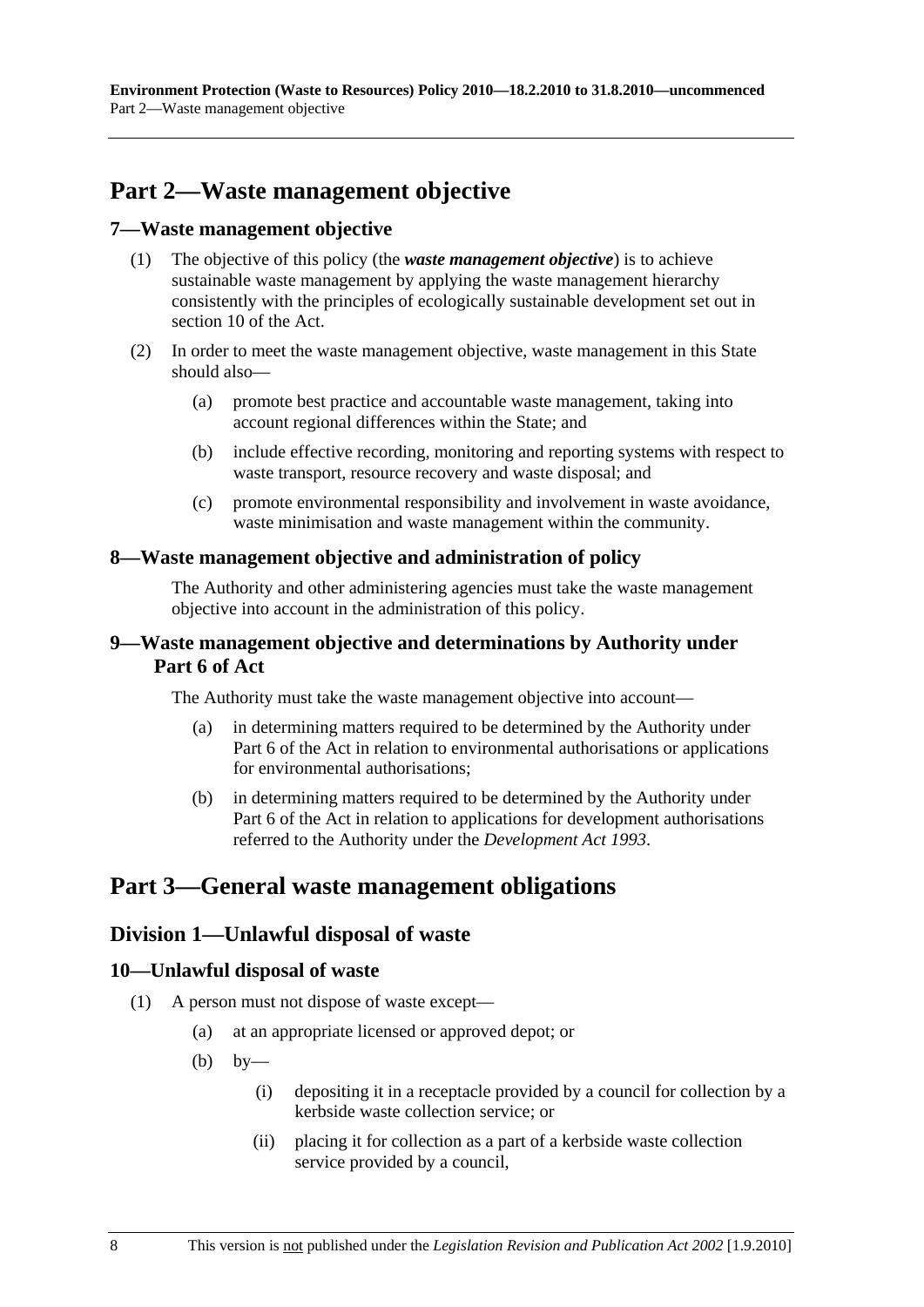# Part 2—Waste management objective

## 7—Waste management objective

(1) The objective of this policy (the ***waste management objective***) is to achieve sustainable waste management by applying the waste management hierarchy consistently with the principles of ecologically sustainable development set out in section 10 of the Act.

(2) In order to meet the waste management objective, waste management in this State should also—

(a) promote best practice and accountable waste management, taking into account regional differences within the State; and

(b) include effective recording, monitoring and reporting systems with respect to waste transport, resource recovery and waste disposal; and

(c) promote environmental responsibility and involvement in waste avoidance, waste minimisation and waste management within the community.

## 8—Waste management objective and administration of policy

The Authority and other administering agencies must take the waste management objective into account in the administration of this policy.

## 9—Waste management objective and determinations by Authority under Part 6 of Act

The Authority must take the waste management objective into account—

(a) in determining matters required to be determined by the Authority under Part 6 of the Act in relation to environmental authorisations or applications for environmental authorisations;

(b) in determining matters required to be determined by the Authority under Part 6 of the Act in relation to applications for development authorisations referred to the Authority under the *Development Act 1993*.

# Part 3—General waste management obligations

## Division 1—Unlawful disposal of waste

## 10—Unlawful disposal of waste

(1) A person must not dispose of waste except—

(a) at an appropriate licensed or approved depot; or

(b) by—

(i) depositing it in a receptacle provided by a council for collection by a kerbside waste collection service; or

(ii) placing it for collection as a part of a kerbside waste collection service provided by a council,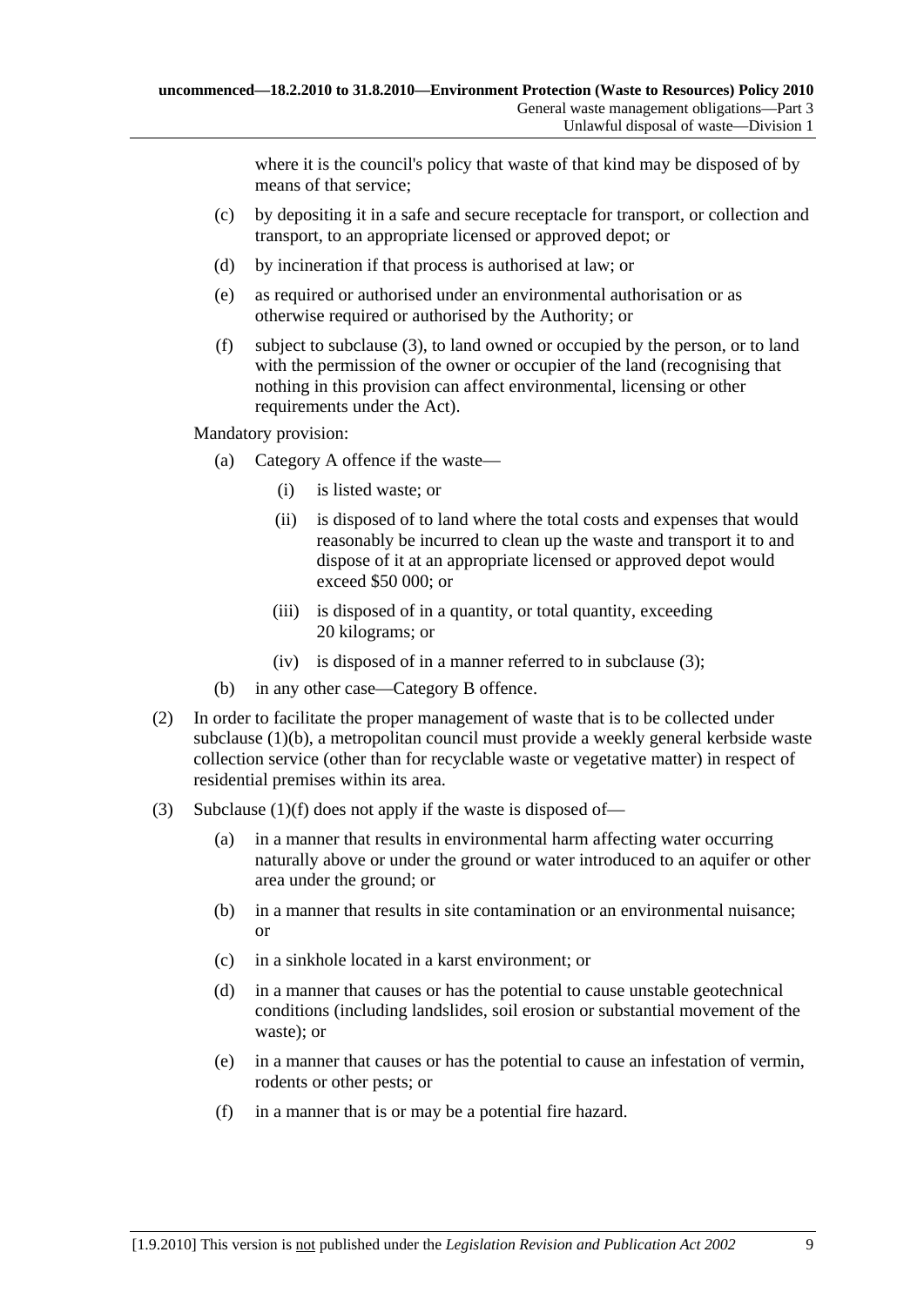where it is the council's policy that waste of that kind may be disposed of by means of that service;

- (c) by depositing it in a safe and secure receptacle for transport, or collection and transport, to an appropriate licensed or approved depot; or
- (d) by incineration if that process is authorised at law; or
- (e) as required or authorised under an environmental authorisation or as otherwise required or authorised by the Authority; or
- (f) subject to subclause (3), to land owned or occupied by the person, or to land with the permission of the owner or occupier of the land (recognising that nothing in this provision can affect environmental, licensing or other requirements under the Act).

Mandatory provision:

- (a) Category A offence if the waste—
  - (i) is listed waste; or
  - (ii) is disposed of to land where the total costs and expenses that would reasonably be incurred to clean up the waste and transport it to and dispose of it at an appropriate licensed or approved depot would exceed $50 000; or
  - (iii) is disposed of in a quantity, or total quantity, exceeding 20 kilograms; or
  - (iv) is disposed of in a manner referred to in subclause (3);
- (b) in any other case—Category B offence.

(2) In order to facilitate the proper management of waste that is to be collected under subclause (1)(b), a metropolitan council must provide a weekly general kerbside waste collection service (other than for recyclable waste or vegetative matter) in respect of residential premises within its area.

(3) Subclause (1)(f) does not apply if the waste is disposed of—

- (a) in a manner that results in environmental harm affecting water occurring naturally above or under the ground or water introduced to an aquifer or other area under the ground; or
- (b) in a manner that results in site contamination or an environmental nuisance; or
- (c) in a sinkhole located in a karst environment; or
- (d) in a manner that causes or has the potential to cause unstable geotechnical conditions (including landslides, soil erosion or substantial movement of the waste); or
- (e) in a manner that causes or has the potential to cause an infestation of vermin, rodents or other pests; or
- (f) in a manner that is or may be a potential fire hazard.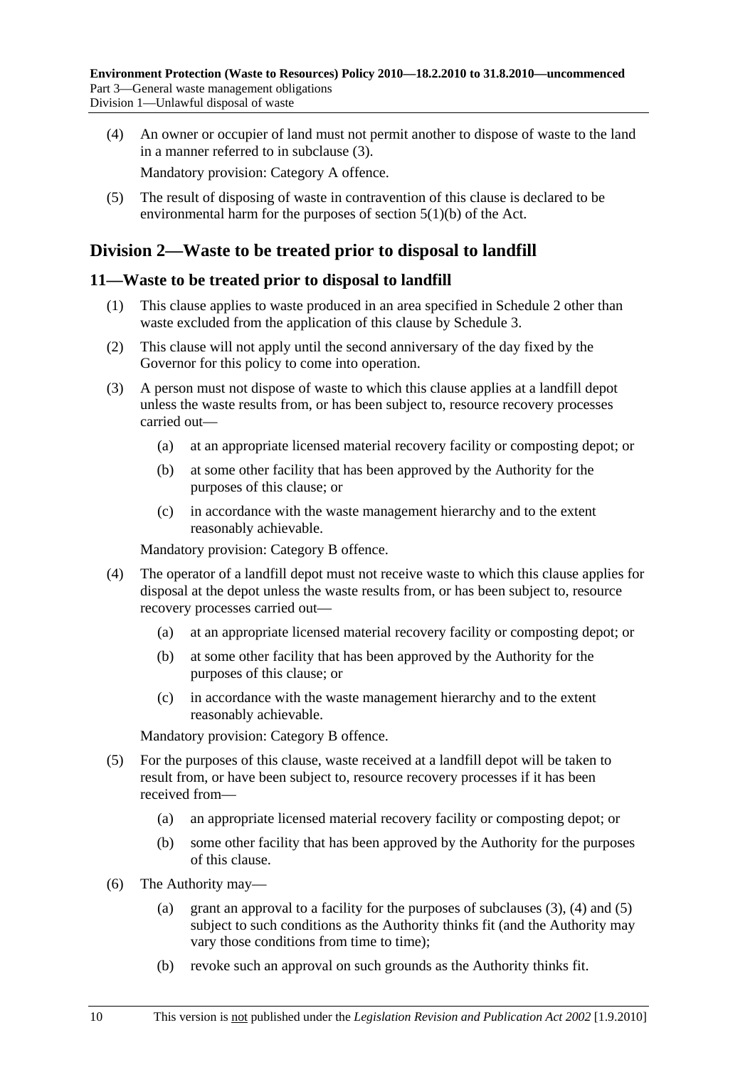(4) An owner or occupier of land must not permit another to dispose of waste to the land in a manner referred to in subclause (3).

Mandatory provision: Category A offence.

(5) The result of disposing of waste in contravention of this clause is declared to be environmental harm for the purposes of section 5(1)(b) of the Act.

## Division 2—Waste to be treated prior to disposal to landfill

### 11—Waste to be treated prior to disposal to landfill

(1) This clause applies to waste produced in an area specified in Schedule 2 other than waste excluded from the application of this clause by Schedule 3.

(2) This clause will not apply until the second anniversary of the day fixed by the Governor for this policy to come into operation.

(3) A person must not dispose of waste to which this clause applies at a landfill depot unless the waste results from, or has been subject to, resource recovery processes carried out—

- (a) at an appropriate licensed material recovery facility or composting depot; or
- (b) at some other facility that has been approved by the Authority for the purposes of this clause; or
- (c) in accordance with the waste management hierarchy and to the extent reasonably achievable.

Mandatory provision: Category B offence.

(4) The operator of a landfill depot must not receive waste to which this clause applies for disposal at the depot unless the waste results from, or has been subject to, resource recovery processes carried out—

- (a) at an appropriate licensed material recovery facility or composting depot; or
- (b) at some other facility that has been approved by the Authority for the purposes of this clause; or
- (c) in accordance with the waste management hierarchy and to the extent reasonably achievable.

Mandatory provision: Category B offence.

(5) For the purposes of this clause, waste received at a landfill depot will be taken to result from, or have been subject to, resource recovery processes if it has been received from—

- (a) an appropriate licensed material recovery facility or composting depot; or
- (b) some other facility that has been approved by the Authority for the purposes of this clause.

(6) The Authority may—

- (a) grant an approval to a facility for the purposes of subclauses (3), (4) and (5) subject to such conditions as the Authority thinks fit (and the Authority may vary those conditions from time to time);
- (b) revoke such an approval on such grounds as the Authority thinks fit.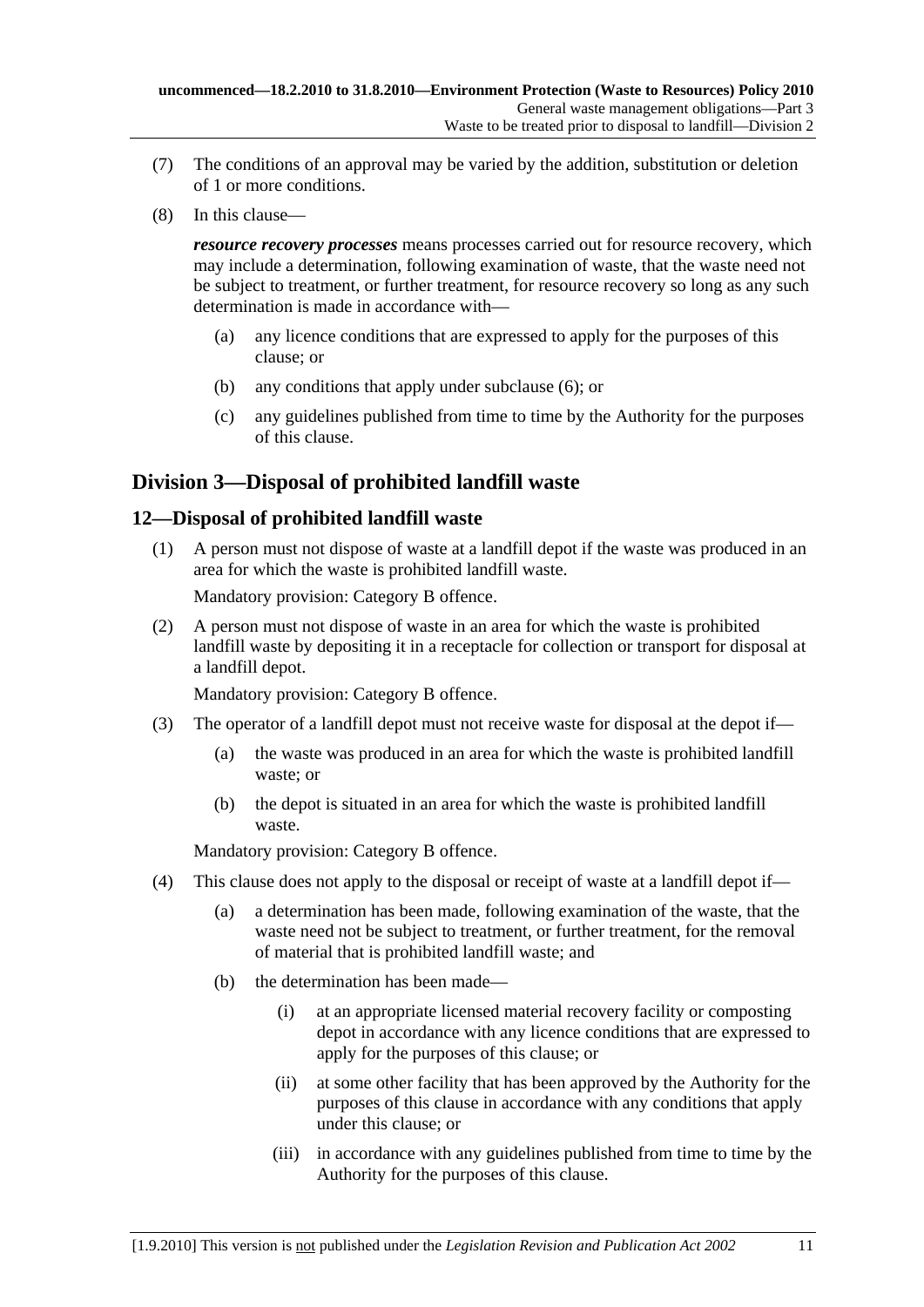(7) The conditions of an approval may be varied by the addition, substitution or deletion of 1 or more conditions.

(8) In this clause—

***resource recovery processes*** means processes carried out for resource recovery, which may include a determination, following examination of waste, that the waste need not be subject to treatment, or further treatment, for resource recovery so long as any such determination is made in accordance with—

- (a) any licence conditions that are expressed to apply for the purposes of this clause; or
- (b) any conditions that apply under subclause (6); or
- (c) any guidelines published from time to time by the Authority for the purposes of this clause.

## Division 3—Disposal of prohibited landfill waste

### 12—Disposal of prohibited landfill waste

(1) A person must not dispose of waste at a landfill depot if the waste was produced in an area for which the waste is prohibited landfill waste.

Mandatory provision: Category B offence.

(2) A person must not dispose of waste in an area for which the waste is prohibited landfill waste by depositing it in a receptacle for collection or transport for disposal at a landfill depot.

Mandatory provision: Category B offence.

(3) The operator of a landfill depot must not receive waste for disposal at the depot if—

- (a) the waste was produced in an area for which the waste is prohibited landfill waste; or
- (b) the depot is situated in an area for which the waste is prohibited landfill waste.

Mandatory provision: Category B offence.

(4) This clause does not apply to the disposal or receipt of waste at a landfill depot if—

- (a) a determination has been made, following examination of the waste, that the waste need not be subject to treatment, or further treatment, for the removal of material that is prohibited landfill waste; and
- (b) the determination has been made—
  - (i) at an appropriate licensed material recovery facility or composting depot in accordance with any licence conditions that are expressed to apply for the purposes of this clause; or
  - (ii) at some other facility that has been approved by the Authority for the purposes of this clause in accordance with any conditions that apply under this clause; or
  - (iii) in accordance with any guidelines published from time to time by the Authority for the purposes of this clause.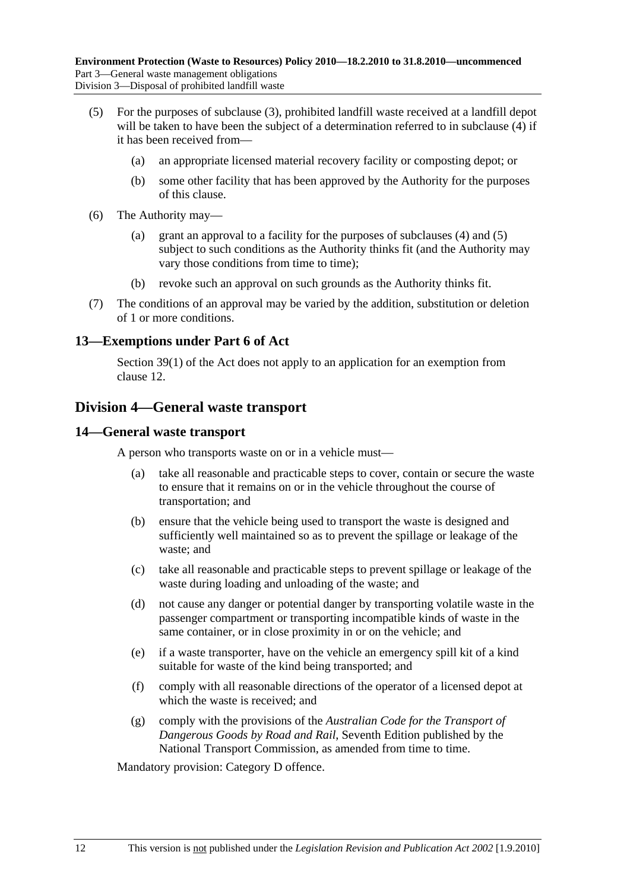(5) For the purposes of subclause (3), prohibited landfill waste received at a landfill depot will be taken to have been the subject of a determination referred to in subclause (4) if it has been received from—

(a) an appropriate licensed material recovery facility or composting depot; or

(b) some other facility that has been approved by the Authority for the purposes of this clause.

(6) The Authority may—

(a) grant an approval to a facility for the purposes of subclauses (4) and (5) subject to such conditions as the Authority thinks fit (and the Authority may vary those conditions from time to time);

(b) revoke such an approval on such grounds as the Authority thinks fit.

(7) The conditions of an approval may be varied by the addition, substitution or deletion of 1 or more conditions.

### 13—Exemptions under Part 6 of Act

Section 39(1) of the Act does not apply to an application for an exemption from clause 12.

## Division 4—General waste transport

### 14—General waste transport

A person who transports waste on or in a vehicle must—

(a) take all reasonable and practicable steps to cover, contain or secure the waste to ensure that it remains on or in the vehicle throughout the course of transportation; and

(b) ensure that the vehicle being used to transport the waste is designed and sufficiently well maintained so as to prevent the spillage or leakage of the waste; and

(c) take all reasonable and practicable steps to prevent spillage or leakage of the waste during loading and unloading of the waste; and

(d) not cause any danger or potential danger by transporting volatile waste in the passenger compartment or transporting incompatible kinds of waste in the same container, or in close proximity in or on the vehicle; and

(e) if a waste transporter, have on the vehicle an emergency spill kit of a kind suitable for waste of the kind being transported; and

(f) comply with all reasonable directions of the operator of a licensed depot at which the waste is received; and

(g) comply with the provisions of the *Australian Code for the Transport of Dangerous Goods by Road and Rail*, Seventh Edition published by the National Transport Commission, as amended from time to time.

Mandatory provision: Category D offence.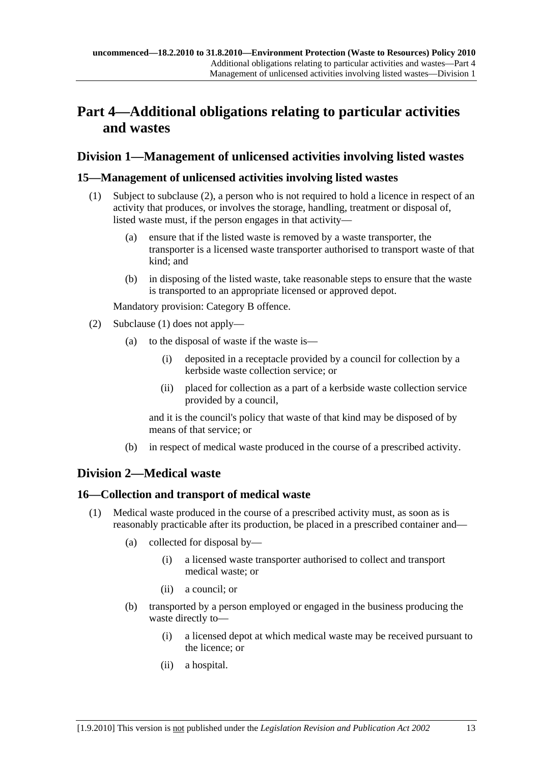# Part 4—Additional obligations relating to particular activities and wastes

## Division 1—Management of unlicensed activities involving listed wastes

### 15—Management of unlicensed activities involving listed wastes

(1) Subject to subclause (2), a person who is not required to hold a licence in respect of an activity that produces, or involves the storage, handling, treatment or disposal of, listed waste must, if the person engages in that activity—

  (a) ensure that if the listed waste is removed by a waste transporter, the transporter is a licensed waste transporter authorised to transport waste of that kind; and

  (b) in disposing of the listed waste, take reasonable steps to ensure that the waste is transported to an appropriate licensed or approved depot.

Mandatory provision: Category B offence.

(2) Subclause (1) does not apply—

  (a) to the disposal of waste if the waste is—

    (i) deposited in a receptacle provided by a council for collection by a kerbside waste collection service; or

    (ii) placed for collection as a part of a kerbside waste collection service provided by a council,

  and it is the council's policy that waste of that kind may be disposed of by means of that service; or

  (b) in respect of medical waste produced in the course of a prescribed activity.

## Division 2—Medical waste

### 16—Collection and transport of medical waste

(1) Medical waste produced in the course of a prescribed activity must, as soon as is reasonably practicable after its production, be placed in a prescribed container and—

  (a) collected for disposal by—

    (i) a licensed waste transporter authorised to collect and transport medical waste; or

    (ii) a council; or

  (b) transported by a person employed or engaged in the business producing the waste directly to—

    (i) a licensed depot at which medical waste may be received pursuant to the licence; or

    (ii) a hospital.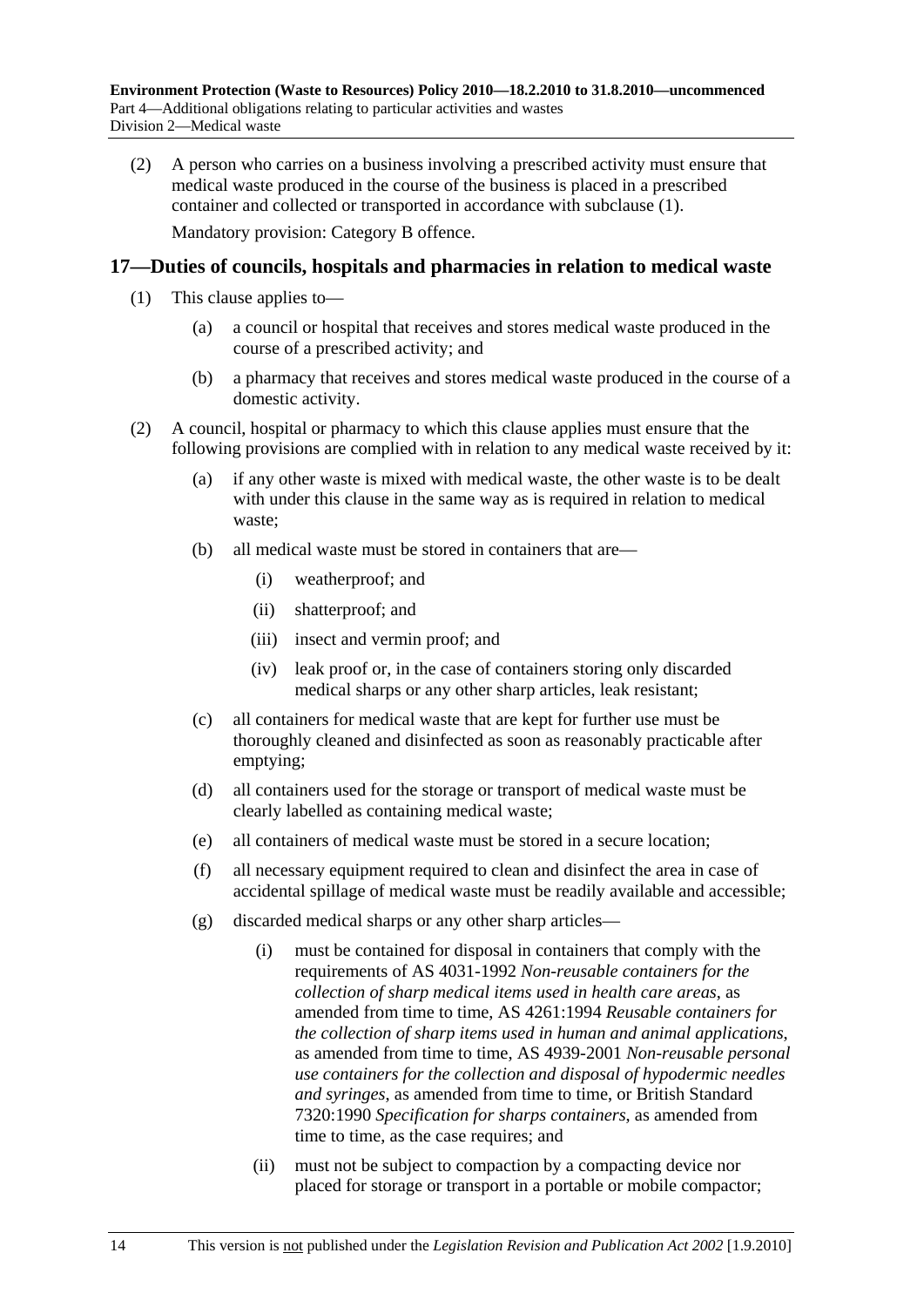(2) A person who carries on a business involving a prescribed activity must ensure that medical waste produced in the course of the business is placed in a prescribed container and collected or transported in accordance with subclause (1).

Mandatory provision: Category B offence.

## 17—Duties of councils, hospitals and pharmacies in relation to medical waste

(1) This clause applies to—

(a) a council or hospital that receives and stores medical waste produced in the course of a prescribed activity; and

(b) a pharmacy that receives and stores medical waste produced in the course of a domestic activity.

(2) A council, hospital or pharmacy to which this clause applies must ensure that the following provisions are complied with in relation to any medical waste received by it:

(a) if any other waste is mixed with medical waste, the other waste is to be dealt with under this clause in the same way as is required in relation to medical waste;

(b) all medical waste must be stored in containers that are—

(i) weatherproof; and

(ii) shatterproof; and

(iii) insect and vermin proof; and

(iv) leak proof or, in the case of containers storing only discarded medical sharps or any other sharp articles, leak resistant;

(c) all containers for medical waste that are kept for further use must be thoroughly cleaned and disinfected as soon as reasonably practicable after emptying;

(d) all containers used for the storage or transport of medical waste must be clearly labelled as containing medical waste;

(e) all containers of medical waste must be stored in a secure location;

(f) all necessary equipment required to clean and disinfect the area in case of accidental spillage of medical waste must be readily available and accessible;

(g) discarded medical sharps or any other sharp articles—

(i) must be contained for disposal in containers that comply with the requirements of AS 4031-1992 *Non-reusable containers for the collection of sharp medical items used in health care areas*, as amended from time to time, AS 4261:1994 *Reusable containers for the collection of sharp items used in human and animal applications*, as amended from time to time, AS 4939-2001 *Non-reusable personal use containers for the collection and disposal of hypodermic needles and syringes*, as amended from time to time, or British Standard 7320:1990 *Specification for sharps containers*, as amended from time to time, as the case requires; and

(ii) must not be subject to compaction by a compacting device nor placed for storage or transport in a portable or mobile compactor;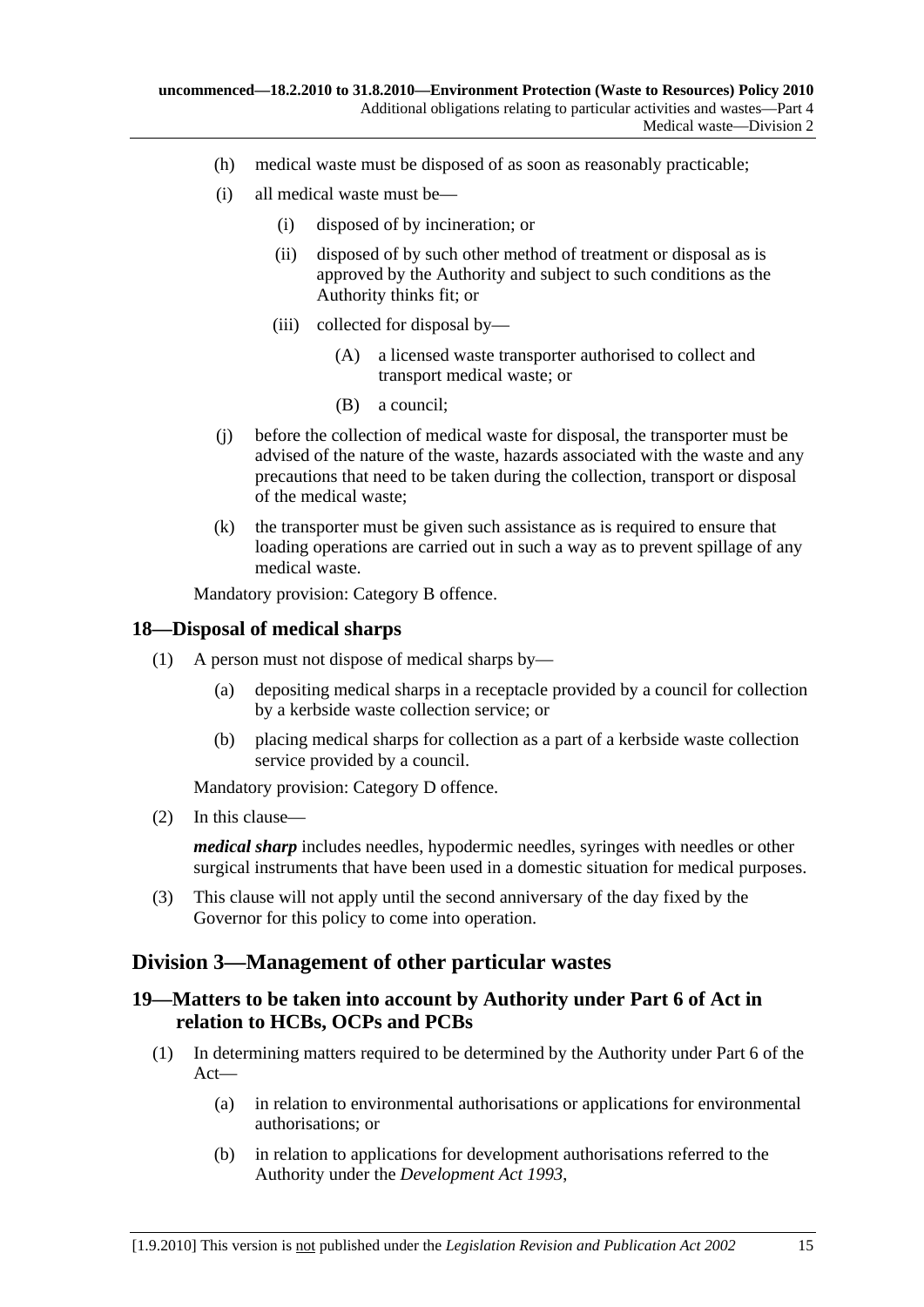(h) medical waste must be disposed of as soon as reasonably practicable;

(i) all medical waste must be—

(i) disposed of by incineration; or

(ii) disposed of by such other method of treatment or disposal as is approved by the Authority and subject to such conditions as the Authority thinks fit; or

(iii) collected for disposal by—

(A) a licensed waste transporter authorised to collect and transport medical waste; or

(B) a council;

(j) before the collection of medical waste for disposal, the transporter must be advised of the nature of the waste, hazards associated with the waste and any precautions that need to be taken during the collection, transport or disposal of the medical waste;

(k) the transporter must be given such assistance as is required to ensure that loading operations are carried out in such a way as to prevent spillage of any medical waste.

Mandatory provision: Category B offence.

## 18—Disposal of medical sharps

(1) A person must not dispose of medical sharps by—

(a) depositing medical sharps in a receptacle provided by a council for collection by a kerbside waste collection service; or

(b) placing medical sharps for collection as a part of a kerbside waste collection service provided by a council.

Mandatory provision: Category D offence.

(2) In this clause—

***medical sharp*** includes needles, hypodermic needles, syringes with needles or other surgical instruments that have been used in a domestic situation for medical purposes.

(3) This clause will not apply until the second anniversary of the day fixed by the Governor for this policy to come into operation.

# Division 3—Management of other particular wastes

## 19—Matters to be taken into account by Authority under Part 6 of Act in relation to HCBs, OCPs and PCBs

(1) In determining matters required to be determined by the Authority under Part 6 of the Act—

(a) in relation to environmental authorisations or applications for environmental authorisations; or

(b) in relation to applications for development authorisations referred to the Authority under the *Development Act 1993*,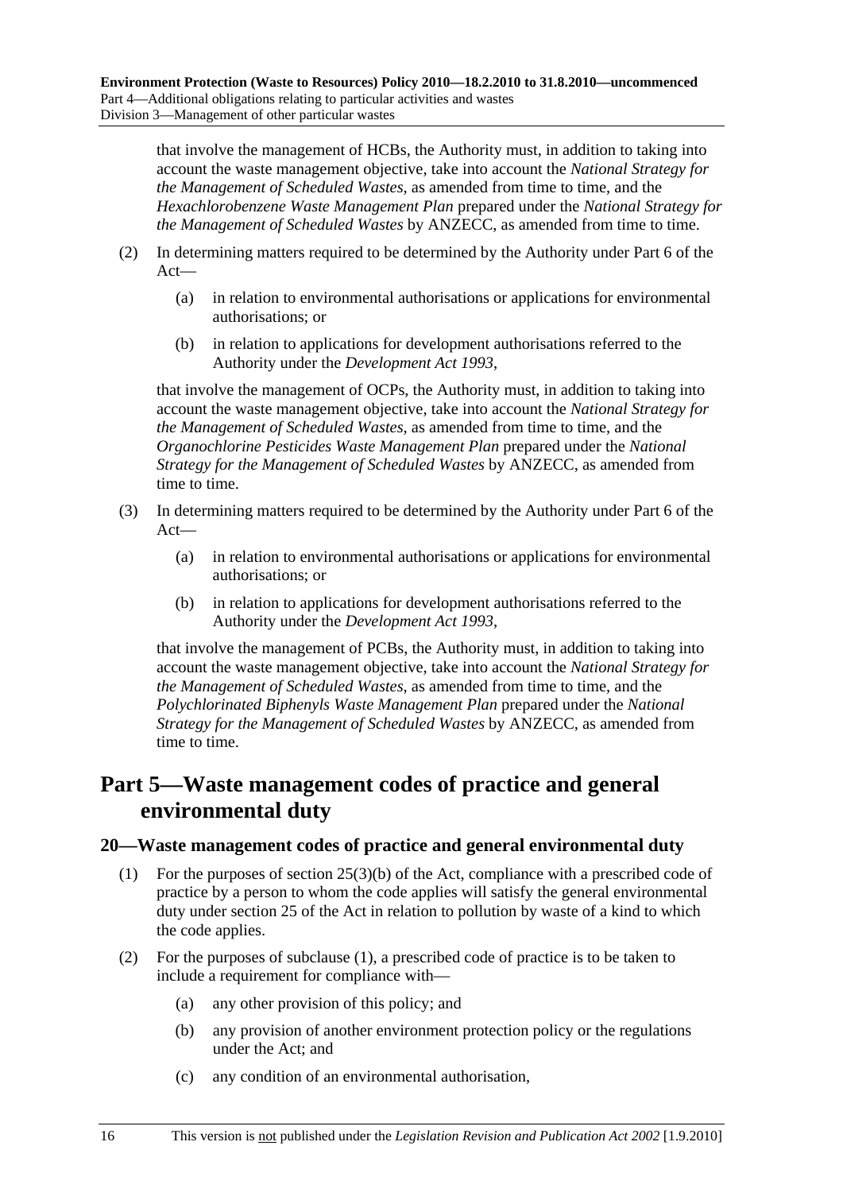that involve the management of HCBs, the Authority must, in addition to taking into account the waste management objective, take into account the *National Strategy for the Management of Scheduled Wastes*, as amended from time to time, and the *Hexachlorobenzene Waste Management Plan* prepared under the *National Strategy for the Management of Scheduled Wastes* by ANZECC, as amended from time to time.

(2) In determining matters required to be determined by the Authority under Part 6 of the Act—

(a) in relation to environmental authorisations or applications for environmental authorisations; or

(b) in relation to applications for development authorisations referred to the Authority under the *Development Act 1993*,

that involve the management of OCPs, the Authority must, in addition to taking into account the waste management objective, take into account the *National Strategy for the Management of Scheduled Wastes*, as amended from time to time, and the *Organochlorine Pesticides Waste Management Plan* prepared under the *National Strategy for the Management of Scheduled Wastes* by ANZECC, as amended from time to time.

(3) In determining matters required to be determined by the Authority under Part 6 of the Act—

(a) in relation to environmental authorisations or applications for environmental authorisations; or

(b) in relation to applications for development authorisations referred to the Authority under the *Development Act 1993*,

that involve the management of PCBs, the Authority must, in addition to taking into account the waste management objective, take into account the *National Strategy for the Management of Scheduled Wastes*, as amended from time to time, and the *Polychlorinated Biphenyls Waste Management Plan* prepared under the *National Strategy for the Management of Scheduled Wastes* by ANZECC, as amended from time to time.

# Part 5—Waste management codes of practice and general environmental duty

## 20—Waste management codes of practice and general environmental duty

(1) For the purposes of section 25(3)(b) of the Act, compliance with a prescribed code of practice by a person to whom the code applies will satisfy the general environmental duty under section 25 of the Act in relation to pollution by waste of a kind to which the code applies.

(2) For the purposes of subclause (1), a prescribed code of practice is to be taken to include a requirement for compliance with—

(a) any other provision of this policy; and

(b) any provision of another environment protection policy or the regulations under the Act; and

(c) any condition of an environmental authorisation,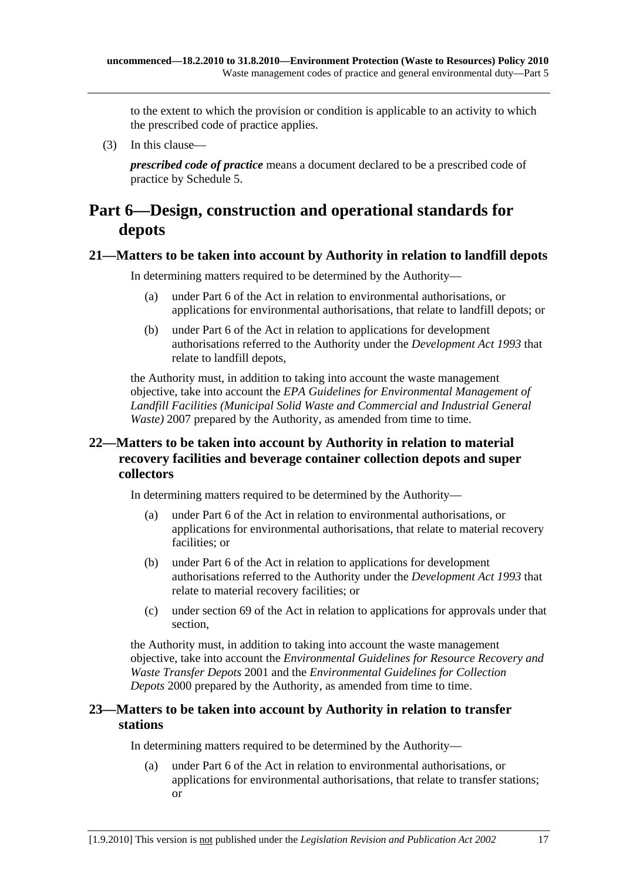to the extent to which the provision or condition is applicable to an activity to which the prescribed code of practice applies.

(3) In this clause—

***prescribed code of practice*** means a document declared to be a prescribed code of practice by Schedule 5.

# Part 6—Design, construction and operational standards for depots

## 21—Matters to be taken into account by Authority in relation to landfill depots

In determining matters required to be determined by the Authority—

(a) under Part 6 of the Act in relation to environmental authorisations, or applications for environmental authorisations, that relate to landfill depots; or

(b) under Part 6 of the Act in relation to applications for development authorisations referred to the Authority under the *Development Act 1993* that relate to landfill depots,

the Authority must, in addition to taking into account the waste management objective, take into account the *EPA Guidelines for Environmental Management of Landfill Facilities (Municipal Solid Waste and Commercial and Industrial General Waste)* 2007 prepared by the Authority, as amended from time to time.

## 22—Matters to be taken into account by Authority in relation to material recovery facilities and beverage container collection depots and super collectors

In determining matters required to be determined by the Authority—

(a) under Part 6 of the Act in relation to environmental authorisations, or applications for environmental authorisations, that relate to material recovery facilities; or

(b) under Part 6 of the Act in relation to applications for development authorisations referred to the Authority under the *Development Act 1993* that relate to material recovery facilities; or

(c) under section 69 of the Act in relation to applications for approvals under that section,

the Authority must, in addition to taking into account the waste management objective, take into account the *Environmental Guidelines for Resource Recovery and Waste Transfer Depots* 2001 and the *Environmental Guidelines for Collection Depots* 2000 prepared by the Authority, as amended from time to time.

## 23—Matters to be taken into account by Authority in relation to transfer stations

In determining matters required to be determined by the Authority—

(a) under Part 6 of the Act in relation to environmental authorisations, or applications for environmental authorisations, that relate to transfer stations; or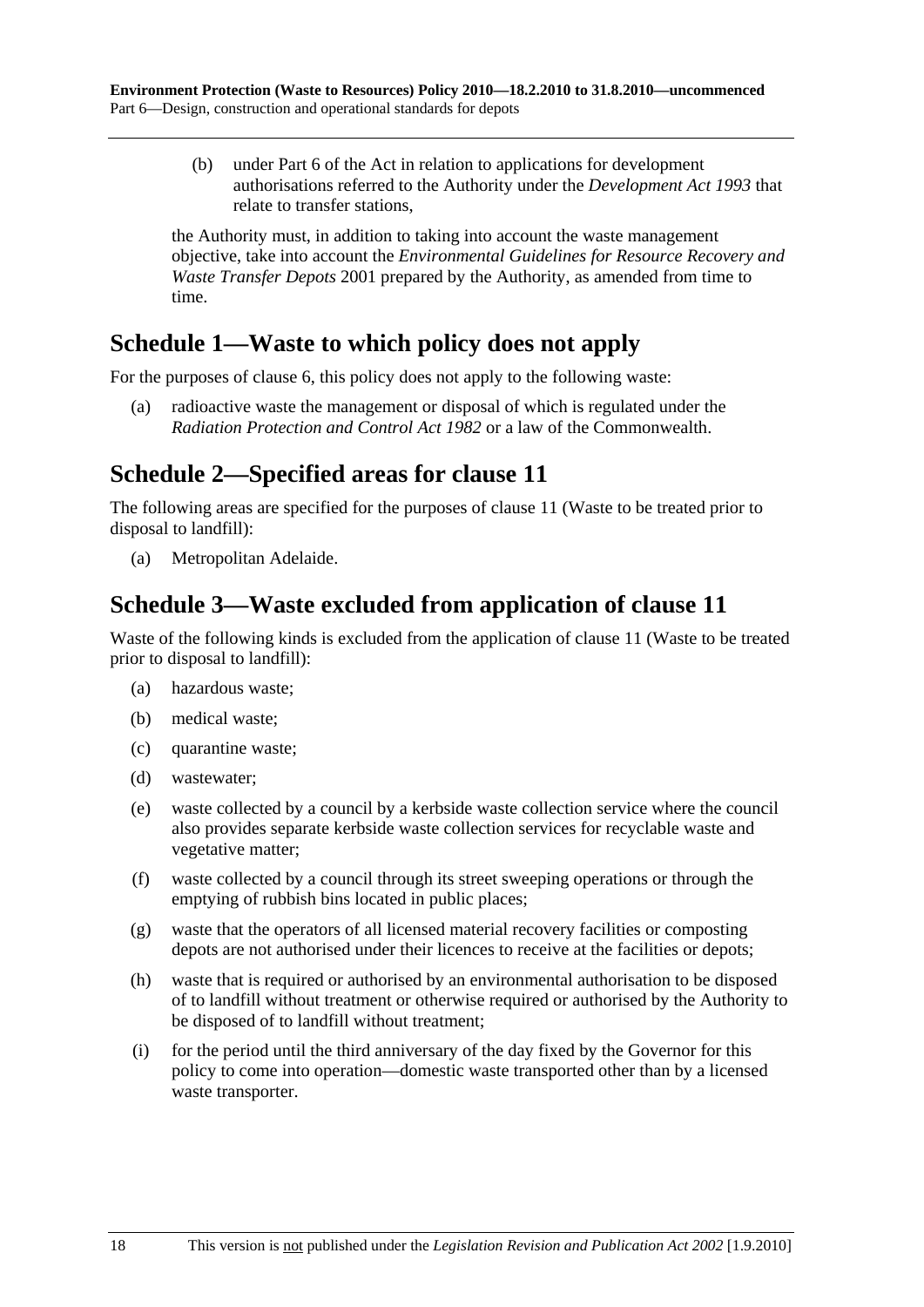(b) under Part 6 of the Act in relation to applications for development authorisations referred to the Authority under the *Development Act 1993* that relate to transfer stations,

the Authority must, in addition to taking into account the waste management objective, take into account the *Environmental Guidelines for Resource Recovery and Waste Transfer Depots* 2001 prepared by the Authority, as amended from time to time.

## Schedule 1—Waste to which policy does not apply

For the purposes of clause 6, this policy does not apply to the following waste:

(a) radioactive waste the management or disposal of which is regulated under the *Radiation Protection and Control Act 1982* or a law of the Commonwealth.

## Schedule 2—Specified areas for clause 11

The following areas are specified for the purposes of clause 11 (Waste to be treated prior to disposal to landfill):

(a) Metropolitan Adelaide.

## Schedule 3—Waste excluded from application of clause 11

Waste of the following kinds is excluded from the application of clause 11 (Waste to be treated prior to disposal to landfill):

(a) hazardous waste;

(b) medical waste;

(c) quarantine waste;

(d) wastewater;

(e) waste collected by a council by a kerbside waste collection service where the council also provides separate kerbside waste collection services for recyclable waste and vegetative matter;

(f) waste collected by a council through its street sweeping operations or through the emptying of rubbish bins located in public places;

(g) waste that the operators of all licensed material recovery facilities or composting depots are not authorised under their licences to receive at the facilities or depots;

(h) waste that is required or authorised by an environmental authorisation to be disposed of to landfill without treatment or otherwise required or authorised by the Authority to be disposed of to landfill without treatment;

(i) for the period until the third anniversary of the day fixed by the Governor for this policy to come into operation—domestic waste transported other than by a licensed waste transporter.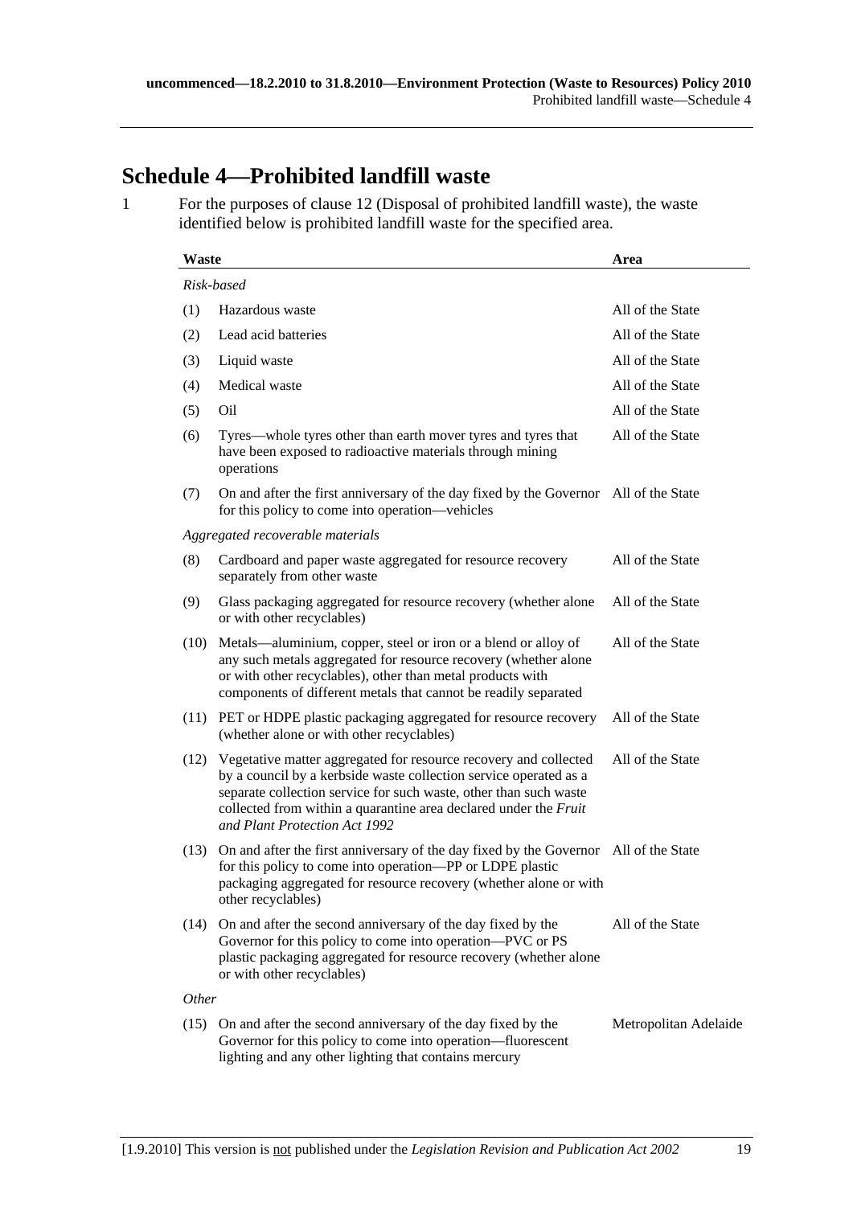# Schedule 4—Prohibited landfill waste

1 For the purposes of clause 12 (Disposal of prohibited landfill waste), the waste identified below is prohibited landfill waste for the specified area.

| Waste | | Area |
|---|---|---|
| *Risk-based* | | |
| (1) | Hazardous waste | All of the State |
| (2) | Lead acid batteries | All of the State |
| (3) | Liquid waste | All of the State |
| (4) | Medical waste | All of the State |
| (5) | Oil | All of the State |
| (6) | Tyres—whole tyres other than earth mover tyres and tyres that have been exposed to radioactive materials through mining operations | All of the State |
| (7) | On and after the first anniversary of the day fixed by the Governor for this policy to come into operation—vehicles | All of the State |
| *Aggregated recoverable materials* | | |
| (8) | Cardboard and paper waste aggregated for resource recovery separately from other waste | All of the State |
| (9) | Glass packaging aggregated for resource recovery (whether alone or with other recyclables) | All of the State |
| (10) | Metals—aluminium, copper, steel or iron or a blend or alloy of any such metals aggregated for resource recovery (whether alone or with other recyclables), other than metal products with components of different metals that cannot be readily separated | All of the State |
| (11) | PET or HDPE plastic packaging aggregated for resource recovery (whether alone or with other recyclables) | All of the State |
| (12) | Vegetative matter aggregated for resource recovery and collected by a council by a kerbside waste collection service operated as a separate collection service for such waste, other than such waste collected from within a quarantine area declared under the *Fruit and Plant Protection Act 1992* | All of the State |
| (13) | On and after the first anniversary of the day fixed by the Governor for this policy to come into operation—PP or LDPE plastic packaging aggregated for resource recovery (whether alone or with other recyclables) | All of the State |
| (14) | On and after the second anniversary of the day fixed by the Governor for this policy to come into operation—PVC or PS plastic packaging aggregated for resource recovery (whether alone or with other recyclables) | All of the State |
| *Other* | | |
| (15) | On and after the second anniversary of the day fixed by the Governor for this policy to come into operation—fluorescent lighting and any other lighting that contains mercury | Metropolitan Adelaide |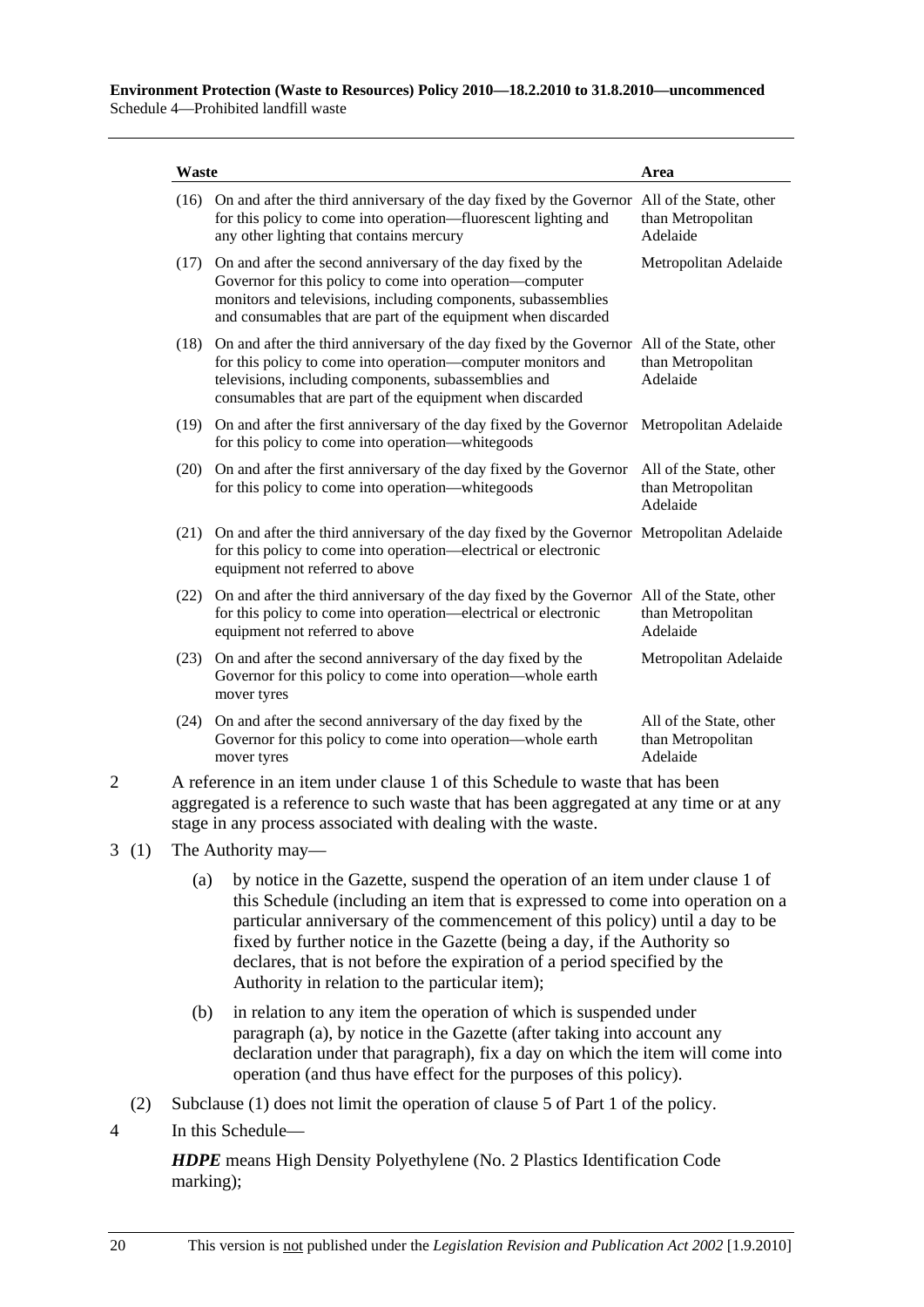| Waste | | Area |
|---|---|---|
| (16) | On and after the third anniversary of the day fixed by the Governor for this policy to come into operation—fluorescent lighting and any other lighting that contains mercury | All of the State, other than Metropolitan Adelaide |
| (17) | On and after the second anniversary of the day fixed by the Governor for this policy to come into operation—computer monitors and televisions, including components, subassemblies and consumables that are part of the equipment when discarded | Metropolitan Adelaide |
| (18) | On and after the third anniversary of the day fixed by the Governor for this policy to come into operation—computer monitors and televisions, including components, subassemblies and consumables that are part of the equipment when discarded | All of the State, other than Metropolitan Adelaide |
| (19) | On and after the first anniversary of the day fixed by the Governor for this policy to come into operation—whitegoods | Metropolitan Adelaide |
| (20) | On and after the first anniversary of the day fixed by the Governor for this policy to come into operation—whitegoods | All of the State, other than Metropolitan Adelaide |
| (21) | On and after the third anniversary of the day fixed by the Governor for this policy to come into operation—electrical or electronic equipment not referred to above | Metropolitan Adelaide |
| (22) | On and after the third anniversary of the day fixed by the Governor for this policy to come into operation—electrical or electronic equipment not referred to above | All of the State, other than Metropolitan Adelaide |
| (23) | On and after the second anniversary of the day fixed by the Governor for this policy to come into operation—whole earth mover tyres | Metropolitan Adelaide |
| (24) | On and after the second anniversary of the day fixed by the Governor for this policy to come into operation—whole earth mover tyres | All of the State, other than Metropolitan Adelaide |

2 A reference in an item under clause 1 of this Schedule to waste that has been aggregated is a reference to such waste that has been aggregated at any time or at any stage in any process associated with dealing with the waste.

3 (1) The Authority may—

(a) by notice in the Gazette, suspend the operation of an item under clause 1 of this Schedule (including an item that is expressed to come into operation on a particular anniversary of the commencement of this policy) until a day to be fixed by further notice in the Gazette (being a day, if the Authority so declares, that is not before the expiration of a period specified by the Authority in relation to the particular item);

(b) in relation to any item the operation of which is suspended under paragraph (a), by notice in the Gazette (after taking into account any declaration under that paragraph), fix a day on which the item will come into operation (and thus have effect for the purposes of this policy).

(2) Subclause (1) does not limit the operation of clause 5 of Part 1 of the policy.

4 In this Schedule—

***HDPE*** means High Density Polyethylene (No. 2 Plastics Identification Code marking);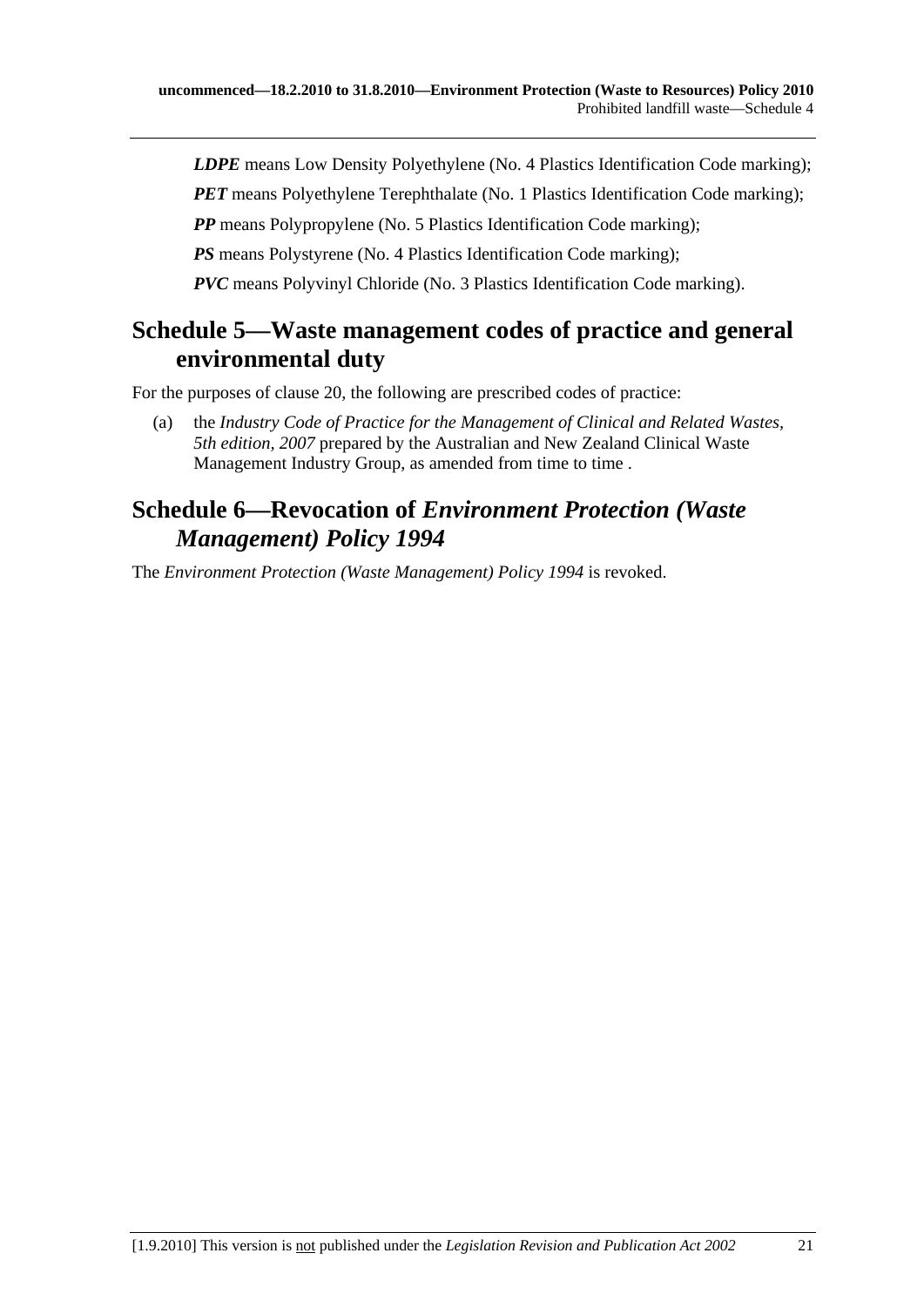***LDPE*** means Low Density Polyethylene (No. 4 Plastics Identification Code marking);

***PET*** means Polyethylene Terephthalate (No. 1 Plastics Identification Code marking);

***PP*** means Polypropylene (No. 5 Plastics Identification Code marking);

***PS*** means Polystyrene (No. 4 Plastics Identification Code marking);

***PVC*** means Polyvinyl Chloride (No. 3 Plastics Identification Code marking).

## Schedule 5—Waste management codes of practice and general environmental duty

For the purposes of clause 20, the following are prescribed codes of practice:

(a) the *Industry Code of Practice for the Management of Clinical and Related Wastes, 5th edition, 2007* prepared by the Australian and New Zealand Clinical Waste Management Industry Group, as amended from time to time .

## Schedule 6—Revocation of *Environment Protection (Waste Management) Policy 1994*

The *Environment Protection (Waste Management) Policy 1994* is revoked.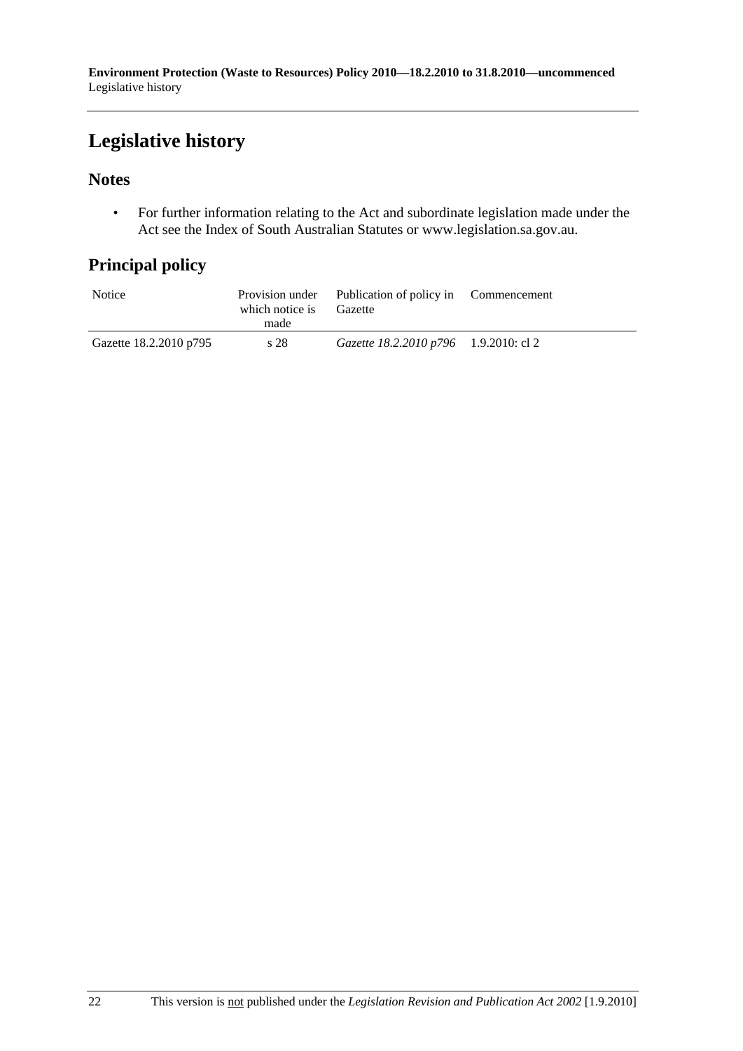# Legislative history

## Notes

- For further information relating to the Act and subordinate legislation made under the Act see the Index of South Australian Statutes or www.legislation.sa.gov.au.

## Principal policy

| Notice | Provision under which notice is made | Publication of policy in Gazette | Commencement |
|---|---|---|---|
| Gazette 18.2.2010 p795 | s 28 | *Gazette 18.2.2010 p796* | 1.9.2010: cl 2 |